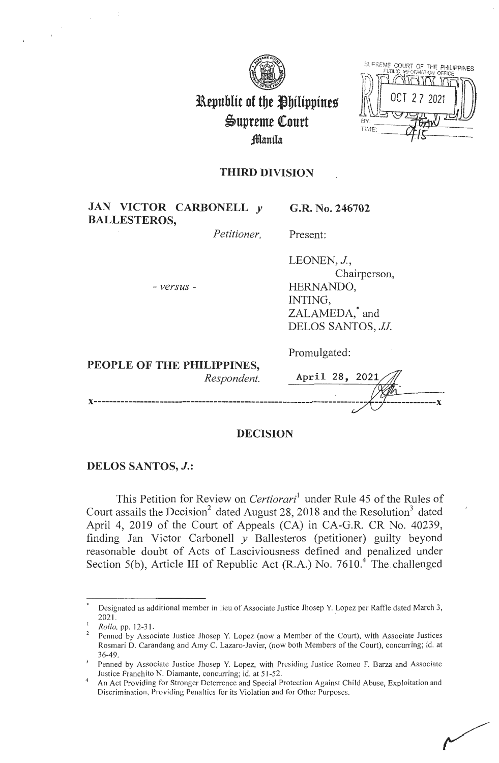# Republic of the Philippines
# Supreme Court
## Manila

SUPREME COURT OF THE PHILIPPINES
PUBLIC INFORMATION OFFICE
RECEIVED
OCT 27 2021
BY:
TIME:

### THIRD DIVISION

**JAN VICTOR CARBONELL y BALLESTEROS,**
*Petitioner,*

- *versus* -

**PEOPLE OF THE PHILIPPINES,**
*Respondent.*

**G.R. No. 246702**

Present:

LEONEN, *J.*,
Chairperson,
HERNANDO,
INTING,
ZALAMEDA,* and
DELOS SANTOS, *JJ.*

Promulgated:

April 28, 2021

x-----------------------------------------------------------------------------------x

### DECISION

**DELOS SANTOS, *J.*:**

This Petition for Review on *Certiorari*[1] under Rule 45 of the Rules of Court assails the Decision[2] dated August 28, 2018 and the Resolution[3] dated April 4, 2019 of the Court of Appeals (CA) in CA-G.R. CR No. 40239, finding Jan Victor Carbonell *y* Ballesteros (petitioner) guilty beyond reasonable doubt of Acts of Lasciviousness defined and penalized under Section 5(b), Article III of Republic Act (R.A.) No. 7610.[4] The challenged

---

\* Designated as additional member in lieu of Associate Justice Jhosep Y. Lopez per Raffle dated March 3, 2021.

[1] *Rollo*, pp. 12-31.

[2] Penned by Associate Justice Jhosep Y. Lopez (now a Member of the Court), with Associate Justices Rosmari D. Carandang and Amy C. Lazaro-Javier, (now both Members of the Court), concurring; id. at 36-49.

[3] Penned by Associate Justice Jhosep Y. Lopez, with Presiding Justice Romeo F. Barza and Associate Justice Franchito N. Diamante, concurring; id. at 51-52.

[4] An Act Providing for Stronger Deterrence and Special Protection Against Child Abuse, Exploitation and Discrimination, Providing Penalties for its Violation and for Other Purposes.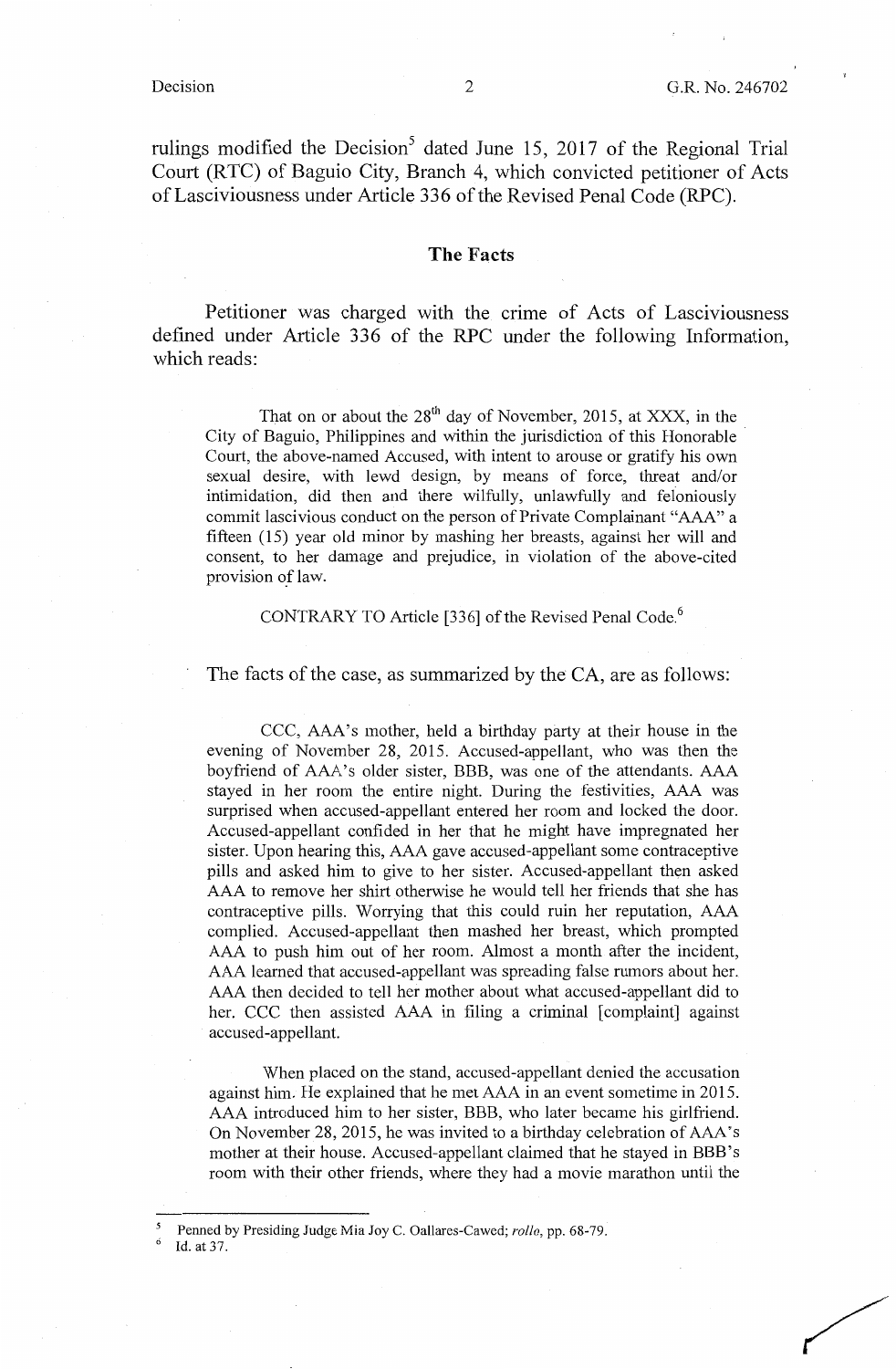rulings modified the Decision[5] dated June 15, 2017 of the Regional Trial Court (RTC) of Baguio City, Branch 4, which convicted petitioner of Acts of Lasciviousness under Article 336 of the Revised Penal Code (RPC).

## The Facts

Petitioner was charged with the crime of Acts of Lasciviousness defined under Article 336 of the RPC under the following Information, which reads:

> That on or about the 28th day of November, 2015, at XXX, in the City of Baguio, Philippines and within the jurisdiction of this Honorable Court, the above-named Accused, with intent to arouse or gratify his own sexual desire, with lewd design, by means of force, threat and/or intimidation, did then and there wilfully, unlawfully and feloniously commit lascivious conduct on the person of Private Complainant "AAA" a fifteen (15) year old minor by mashing her breasts, against her will and consent, to her damage and prejudice, in violation of the above-cited provision of law.
>
> CONTRARY TO Article [336] of the Revised Penal Code.[6]

The facts of the case, as summarized by the CA, are as follows:

> CCC, AAA's mother, held a birthday party at their house in the evening of November 28, 2015. Accused-appellant, who was then the boyfriend of AAA's older sister, BBB, was one of the attendants. AAA stayed in her room the entire night. During the festivities, AAA was surprised when accused-appellant entered her room and locked the door. Accused-appellant confided in her that he might have impregnated her sister. Upon hearing this, AAA gave accused-appellant some contraceptive pills and asked him to give to her sister. Accused-appellant then asked AAA to remove her shirt otherwise he would tell her friends that she has contraceptive pills. Worrying that this could ruin her reputation, AAA complied. Accused-appellant then mashed her breast, which prompted AAA to push him out of her room. Almost a month after the incident, AAA learned that accused-appellant was spreading false rumors about her. AAA then decided to tell her mother about what accused-appellant did to her. CCC then assisted AAA in filing a criminal [complaint] against accused-appellant.
>
> When placed on the stand, accused-appellant denied the accusation against him. He explained that he met AAA in an event sometime in 2015. AAA introduced him to her sister, BBB, who later became his girlfriend. On November 28, 2015, he was invited to a birthday celebration of AAA's mother at their house. Accused-appellant claimed that he stayed in BBB's room with their other friends, where they had a movie marathon until the

---

[5] Penned by Presiding Judge Mia Joy C. Oallares-Cawed; *rollo*, pp. 68-79.

[6] Id. at 37.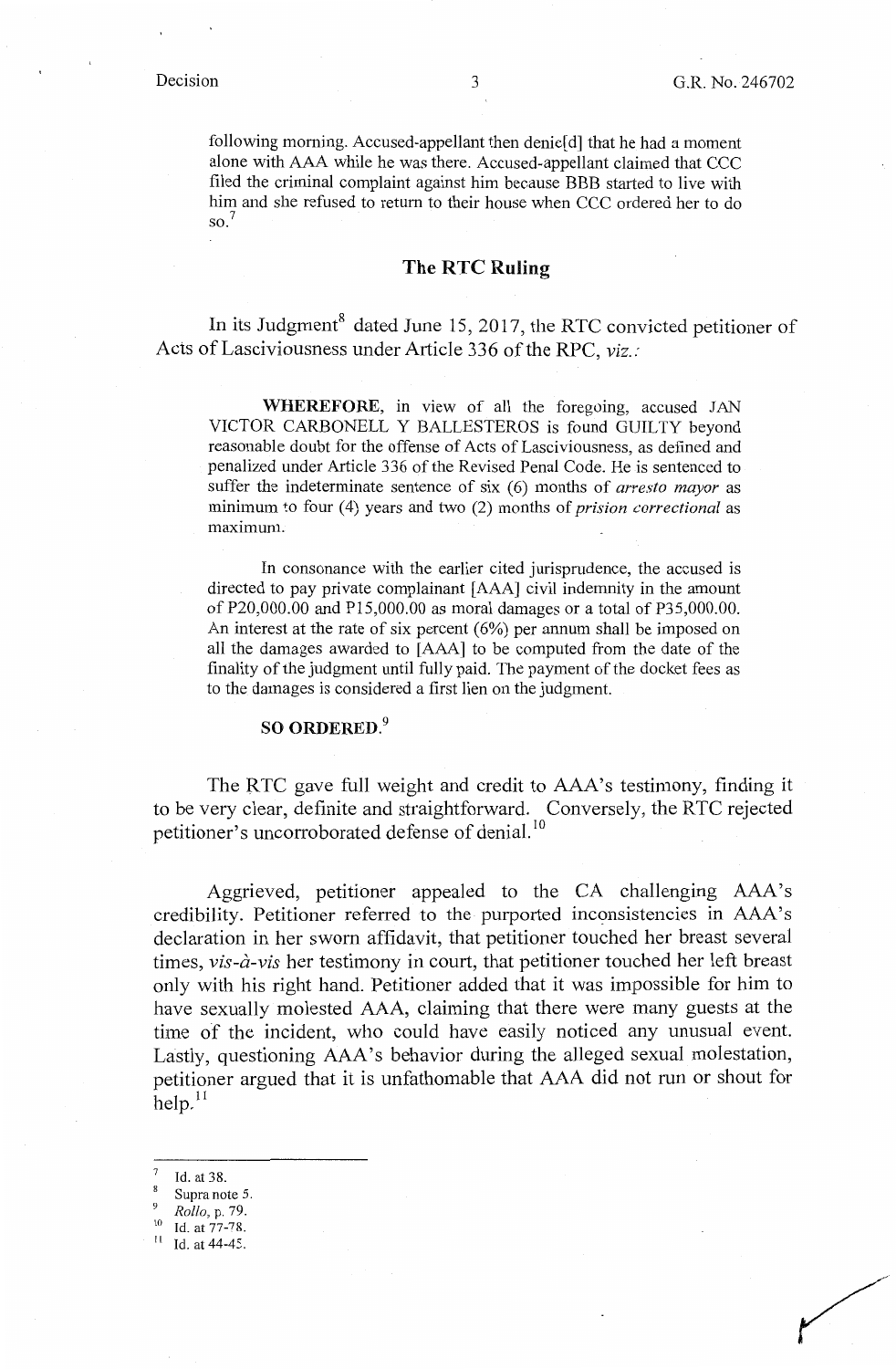following morning. Accused-appellant then denie[d] that he had a moment alone with AAA while he was there. Accused-appellant claimed that CCC filed the criminal complaint against him because BBB started to live with him and she refused to return to their house when CCC ordered her to do so.[7]

## The RTC Ruling

In its Judgment[8] dated June 15, 2017, the RTC convicted petitioner of Acts of Lasciviousness under Article 336 of the RPC, *viz.:*

> **WHEREFORE**, in view of all the foregoing, accused JAN VICTOR CARBONELL Y BALLESTEROS is found GUILTY beyond reasonable doubt for the offense of Acts of Lasciviousness, as defined and penalized under Article 336 of the Revised Penal Code. He is sentenced to suffer the indeterminate sentence of six (6) months of *arresto mayor* as minimum to four (4) years and two (2) months of *prision correctional* as maximum.
>
> In consonance with the earlier cited jurisprudence, the accused is directed to pay private complainant [AAA] civil indemnity in the amount of P20,000.00 and P15,000.00 as moral damages or a total of P35,000.00. An interest at the rate of six percent (6%) per annum shall be imposed on all the damages awarded to [AAA] to be computed from the date of the finality of the judgment until fully paid. The payment of the docket fees as to the damages is considered a first lien on the judgment.
>
> **SO ORDERED.**[9]

The RTC gave full weight and credit to AAA's testimony, finding it to be very clear, definite and straightforward. Conversely, the RTC rejected petitioner's uncorroborated defense of denial.[10]

Aggrieved, petitioner appealed to the CA challenging AAA's credibility. Petitioner referred to the purported inconsistencies in AAA's declaration in her sworn affidavit, that petitioner touched her breast several times, *vis-à-vis* her testimony in court, that petitioner touched her left breast only with his right hand. Petitioner added that it was impossible for him to have sexually molested AAA, claiming that there were many guests at the time of the incident, who could have easily noticed any unusual event. Lastly, questioning AAA's behavior during the alleged sexual molestation, petitioner argued that it is unfathomable that AAA did not run or shout for help.[11]

---

[7] Id. at 38.
[8] Supra note 5.
[9] *Rollo*, p. 79.
[10] Id. at 77-78.
[11] Id. at 44-45.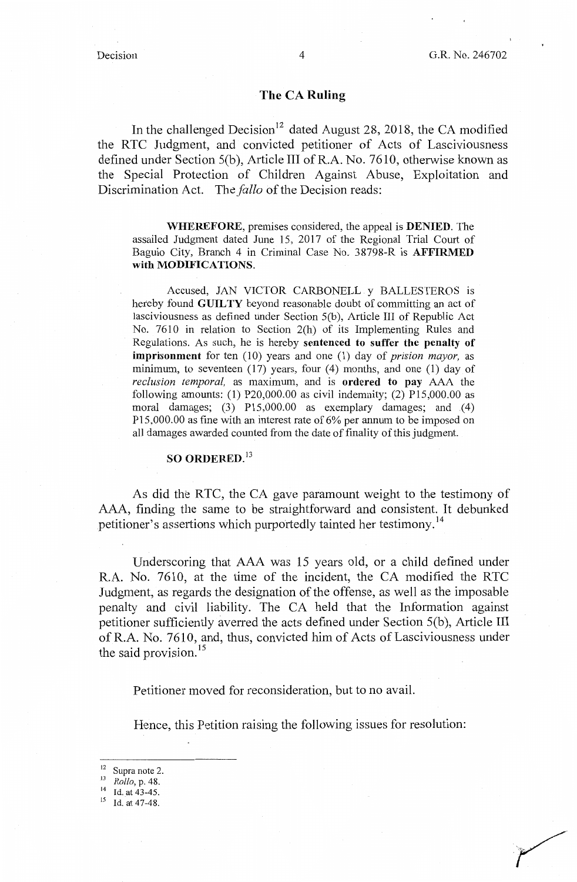## The CA Ruling

In the challenged Decision[12] dated August 28, 2018, the CA modified the RTC Judgment, and convicted petitioner of Acts of Lasciviousness defined under Section 5(b), Article III of R.A. No. 7610, otherwise known as the Special Protection of Children Against Abuse, Exploitation and Discrimination Act. The *fallo* of the Decision reads:

> **WHEREFORE**, premises considered, the appeal is **DENIED**. The assailed Judgment dated June 15, 2017 of the Regional Trial Court of Baguio City, Branch 4 in Criminal Case No. 38798-R is **AFFIRMED with MODIFICATIONS**.
>
> Accused, JAN VICTOR CARBONELL y BALLESTEROS is hereby found **GUILTY** beyond reasonable doubt of committing an act of lasciviousness as defined under Section 5(b), Article III of Republic Act No. 7610 in relation to Section 2(h) of its Implementing Rules and Regulations. As such, he is hereby **sentenced to suffer the penalty of imprisonment** for ten (10) years and one (1) day of *prision mayor,* as minimum, to seventeen (17) years, four (4) months, and one (1) day of *reclusion temporal,* as maximum, and is **ordered to pay** AAA the following amounts: (1) P20,000.00 as civil indemnity; (2) P15,000.00 as moral damages; (3) P15,000.00 as exemplary damages; and (4) P15,000.00 as fine with an interest rate of 6% per annum to be imposed on all damages awarded counted from the date of finality of this judgment.
>
> **SO ORDERED.**[13]

As did the RTC, the CA gave paramount weight to the testimony of AAA, finding the same to be straightforward and consistent. It debunked petitioner's assertions which purportedly tainted her testimony.[14]

Underscoring that AAA was 15 years old, or a child defined under R.A. No. 7610, at the time of the incident, the CA modified the RTC Judgment, as regards the designation of the offense, as well as the imposable penalty and civil liability. The CA held that the Information against petitioner sufficiently averred the acts defined under Section 5(b), Article III of R.A. No. 7610, and, thus, convicted him of Acts of Lasciviousness under the said provision.[15]

Petitioner moved for reconsideration, but to no avail.

Hence, this Petition raising the following issues for resolution:

---

[12] Supra note 2.

[13] *Rollo*, p. 48.

[14] Id. at 43-45.

[15] Id. at 47-48.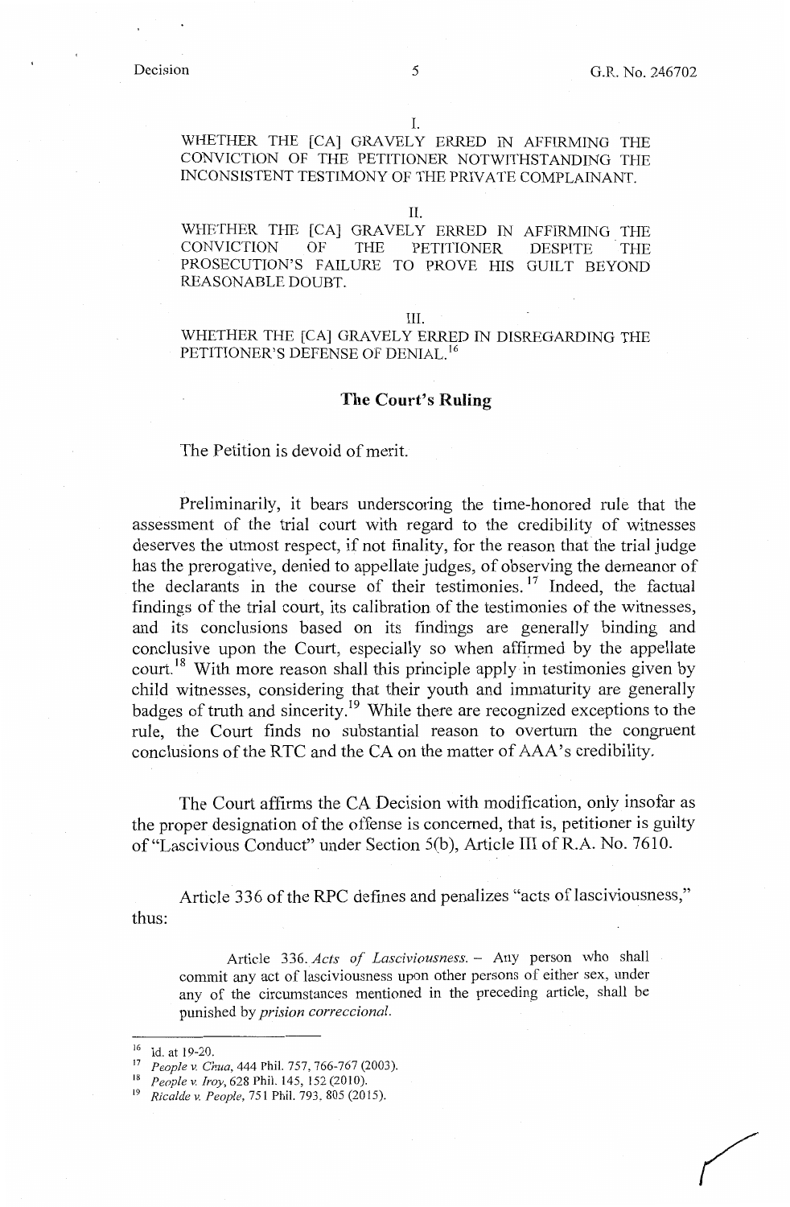I.

WHETHER THE [CA] GRAVELY ERRED IN AFFIRMING THE CONVICTION OF THE PETITIONER NOTWITHSTANDING THE INCONSISTENT TESTIMONY OF THE PRIVATE COMPLAINANT.

II.

WHETHER THE [CA] GRAVELY ERRED IN AFFIRMING THE CONVICTION OF THE PETITIONER DESPITE THE PROSECUTION'S FAILURE TO PROVE HIS GUILT BEYOND REASONABLE DOUBT.

III.

WHETHER THE [CA] GRAVELY ERRED IN DISREGARDING THE PETITIONER'S DEFENSE OF DENIAL.[16]

## The Court's Ruling

The Petition is devoid of merit.

Preliminarily, it bears underscoring the time-honored rule that the assessment of the trial court with regard to the credibility of witnesses deserves the utmost respect, if not finality, for the reason that the trial judge has the prerogative, denied to appellate judges, of observing the demeanor of the declarants in the course of their testimonies.[17] Indeed, the factual findings of the trial court, its calibration of the testimonies of the witnesses, and its conclusions based on its findings are generally binding and conclusive upon the Court, especially so when affirmed by the appellate court.[18] With more reason shall this principle apply in testimonies given by child witnesses, considering that their youth and immaturity are generally badges of truth and sincerity.[19] While there are recognized exceptions to the rule, the Court finds no substantial reason to overturn the congruent conclusions of the RTC and the CA on the matter of AAA's credibility.

The Court affirms the CA Decision with modification, only insofar as the proper designation of the offense is concerned, that is, petitioner is guilty of "Lascivious Conduct" under Section 5(b), Article III of R.A. No. 7610.

Article 336 of the RPC defines and penalizes "acts of lasciviousness," thus:

> Article 336. *Acts of Lasciviousness.* – Any person who shall commit any act of lasciviousness upon other persons of either sex, under any of the circumstances mentioned in the preceding article, shall be punished by *prision correccional.*

---

[16] Id. at 19-20.

[17] *People v. Chua*, 444 Phil. 757, 766-767 (2003).

[18] *People v. Iroy*, 628 Phil. 145, 152 (2010).

[19] *Ricalde v. People*, 751 Phil. 793, 805 (2015).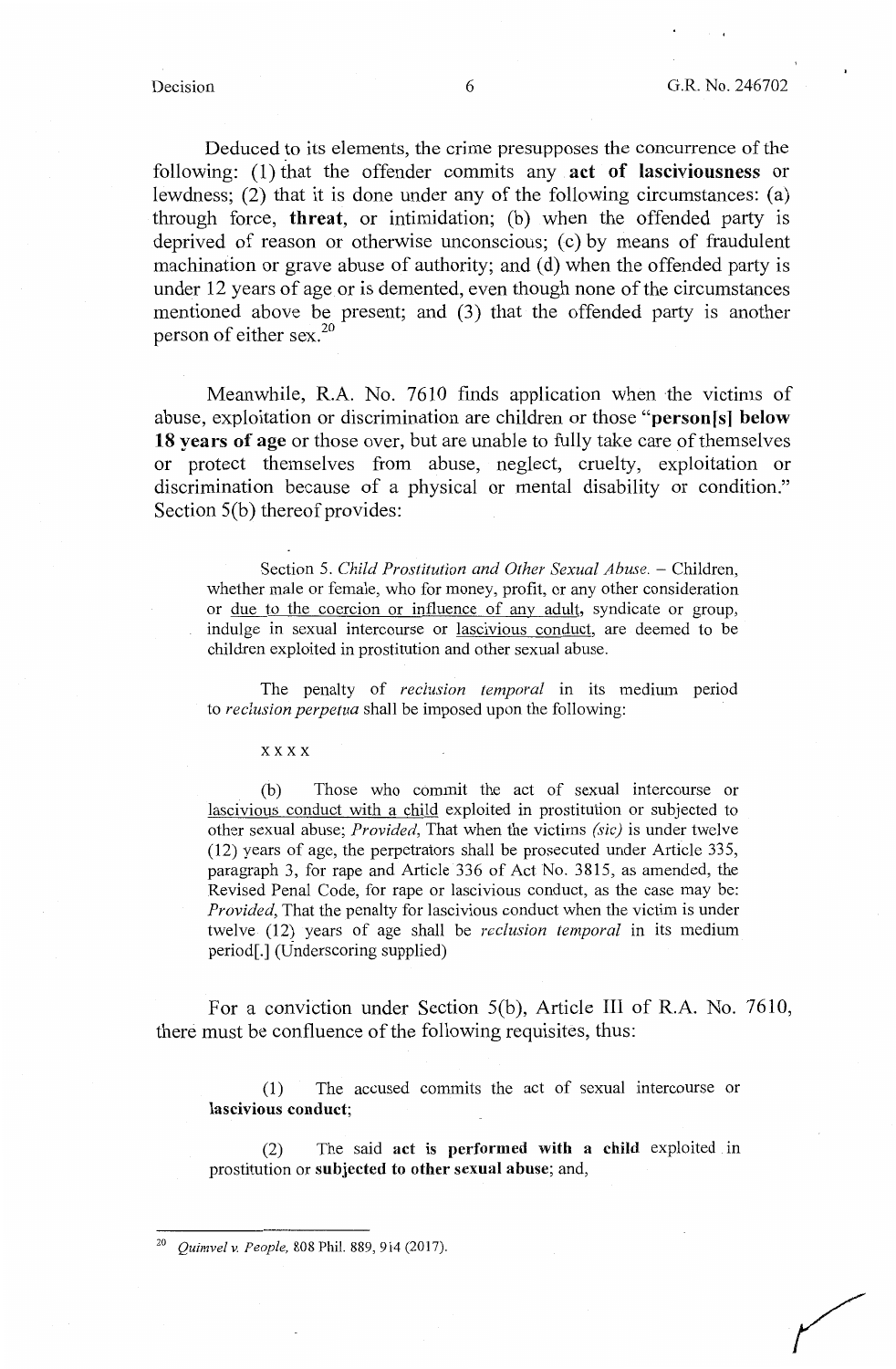Deduced to its elements, the crime presupposes the concurrence of the following: (1) that the offender commits any **act of lasciviousness** or lewdness; (2) that it is done under any of the following circumstances: (a) through force, **threat**, or intimidation; (b) when the offended party is deprived of reason or otherwise unconscious; (c) by means of fraudulent machination or grave abuse of authority; and (d) when the offended party is under 12 years of age or is demented, even though none of the circumstances mentioned above be present; and (3) that the offended party is another person of either sex.[20]

Meanwhile, R.A. No. 7610 finds application when the victims of abuse, exploitation or discrimination are children or those "**person[s] below 18 years of age** or those over, but are unable to fully take care of themselves or protect themselves from abuse, neglect, cruelty, exploitation or discrimination because of a physical or mental disability or condition." Section 5(b) thereof provides:

> Section 5. *Child Prostitution and Other Sexual Abuse.* – Children, whether male or female, who for money, profit, or any other consideration or <u>due to the coercion or influence of any adult</u>, syndicate or group, indulge in sexual intercourse or <u>lascivious conduct</u>, are deemed to be children exploited in prostitution and other sexual abuse.
>
> The penalty of *reclusion temporal* in its medium period to *reclusion perpetua* shall be imposed upon the following:
>
> x x x x
>
> (b) Those who commit the act of sexual intercourse or <u>lascivious conduct with a child</u> exploited in prostitution or subjected to other sexual abuse; *Provided*, That when the victims *(sic)* is under twelve (12) years of age, the perpetrators shall be prosecuted under Article 335, paragraph 3, for rape and Article 336 of Act No. 3815, as amended, the Revised Penal Code, for rape or lascivious conduct, as the case may be: *Provided*, That the penalty for lascivious conduct when the victim is under twelve (12) years of age shall be *reclusion temporal* in its medium period[.] (Underscoring supplied)

For a conviction under Section 5(b), Article III of R.A. No. 7610, there must be confluence of the following requisites, thus:

> (1) The accused commits the act of sexual intercourse or **lascivious conduct**;
>
> (2) The said **act is performed with a child** exploited in prostitution or **subjected to other sexual abuse**; and,

---

[20] *Quimvel v. People*, 808 Phil. 889, 914 (2017).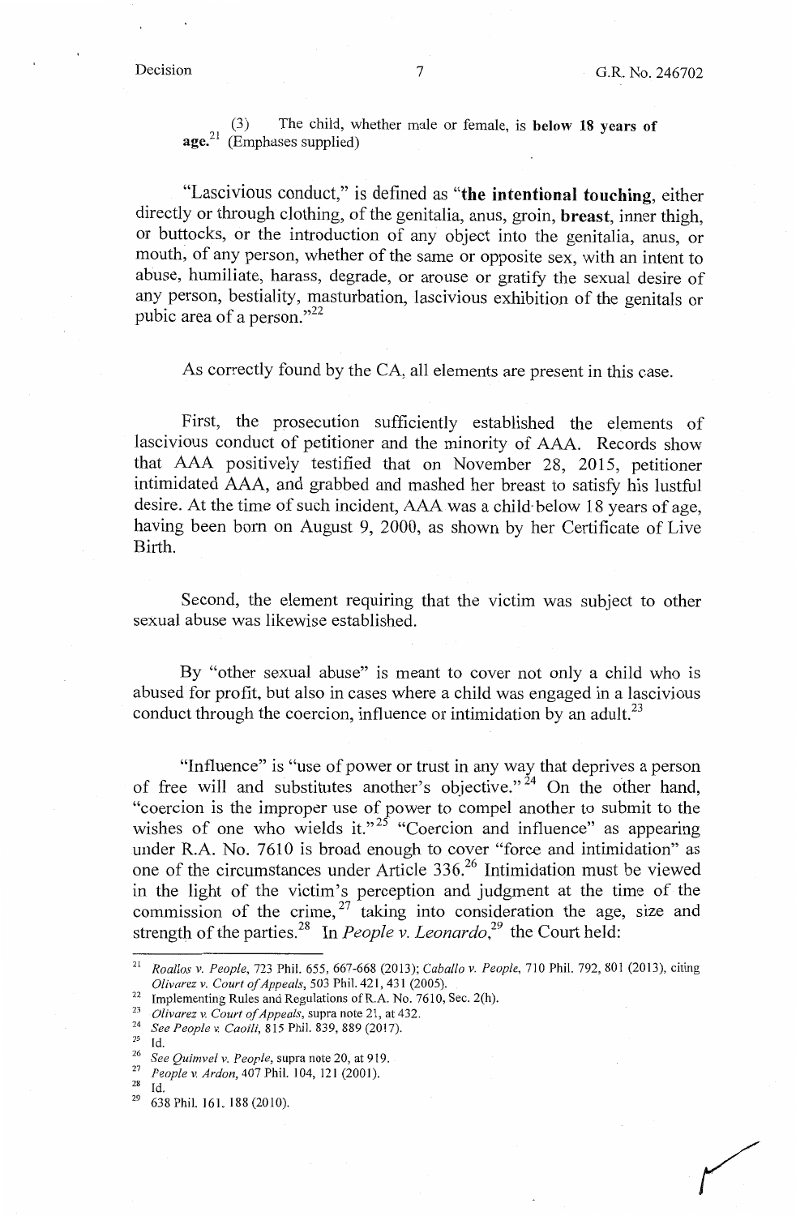(3) The child, whether male or female, is **below 18 years of age.**[21] (Emphases supplied)

"Lascivious conduct," is defined as "**the intentional touching**, either directly or through clothing, of the genitalia, anus, groin, **breast**, inner thigh, or buttocks, or the introduction of any object into the genitalia, anus, or mouth, of any person, whether of the same or opposite sex, with an intent to abuse, humiliate, harass, degrade, or arouse or gratify the sexual desire of any person, bestiality, masturbation, lascivious exhibition of the genitals or pubic area of a person."[22]

As correctly found by the CA, all elements are present in this case.

First, the prosecution sufficiently established the elements of lascivious conduct of petitioner and the minority of AAA. Records show that AAA positively testified that on November 28, 2015, petitioner intimidated AAA, and grabbed and mashed her breast to satisfy his lustful desire. At the time of such incident, AAA was a child below 18 years of age, having been born on August 9, 2000, as shown by her Certificate of Live Birth.

Second, the element requiring that the victim was subject to other sexual abuse was likewise established.

By "other sexual abuse" is meant to cover not only a child who is abused for profit, but also in cases where a child was engaged in a lascivious conduct through the coercion, influence or intimidation by an adult.[23]

"Influence" is "use of power or trust in any way that deprives a person of free will and substitutes another's objective."[24] On the other hand, "coercion is the improper use of power to compel another to submit to the wishes of one who wields it."[25] "Coercion and influence" as appearing under R.A. No. 7610 is broad enough to cover "force and intimidation" as one of the circumstances under Article 336.[26] Intimidation must be viewed in the light of the victim's perception and judgment at the time of the commission of the crime,[27] taking into consideration the age, size and strength of the parties.[28] In *People v. Leonardo*,[29] the Court held:

---

[21] *Roallos v. People*, 723 Phil. 655, 667-668 (2013); *Caballo v. People*, 710 Phil. 792, 801 (2013), citing *Olivarez v. Court of Appeals*, 503 Phil. 421, 431 (2005).

[22] Implementing Rules and Regulations of R.A. No. 7610, Sec. 2(h).

[23] *Olivarez v. Court of Appeals*, supra note 21, at 432.

[24] *See People v. Caoili*, 815 Phil. 839, 889 (2017).

[25] Id.

[26] *See Quimvel v. People*, supra note 20, at 919.

[27] *People v. Ardon*, 407 Phil. 104, 121 (2001).

[28] Id.

[29] 638 Phil. 161, 188 (2010).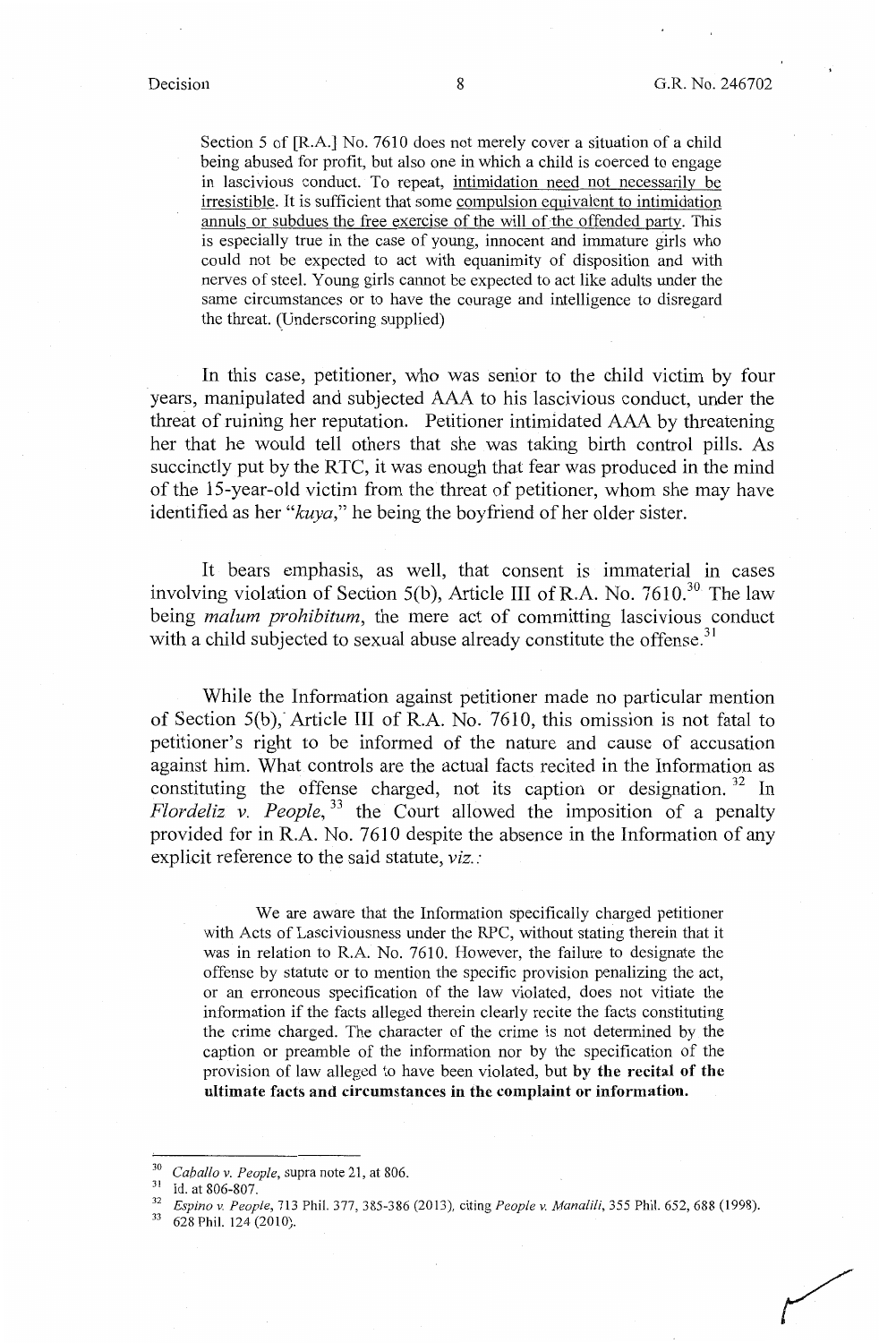> Section 5 of [R.A.] No. 7610 does not merely cover a situation of a child being abused for profit, but also one in which a child is coerced to engage in lascivious conduct. To repeat, intimidation need not necessarily be irresistible. It is sufficient that some compulsion equivalent to intimidation annuls or subdues the free exercise of the will of the offended party. This is especially true in the case of young, innocent and immature girls who could not be expected to act with equanimity of disposition and with nerves of steel. Young girls cannot be expected to act like adults under the same circumstances or to have the courage and intelligence to disregard the threat. (Underscoring supplied)

In this case, petitioner, who was senior to the child victim by four years, manipulated and subjected AAA to his lascivious conduct, under the threat of ruining her reputation. Petitioner intimidated AAA by threatening her that he would tell others that she was taking birth control pills. As succinctly put by the RTC, it was enough that fear was produced in the mind of the 15-year-old victim from the threat of petitioner, whom she may have identified as her "*kuya*," he being the boyfriend of her older sister.

It bears emphasis, as well, that consent is immaterial in cases involving violation of Section 5(b), Article III of R.A. No. 7610.[30] The law being *malum prohibitum*, the mere act of committing lascivious conduct with a child subjected to sexual abuse already constitute the offense.[31]

While the Information against petitioner made no particular mention of Section 5(b), Article III of R.A. No. 7610, this omission is not fatal to petitioner's right to be informed of the nature and cause of accusation against him. What controls are the actual facts recited in the Information as constituting the offense charged, not its caption or designation.[32] In *Flordeliz v. People*,[33] the Court allowed the imposition of a penalty provided for in R.A. No. 7610 despite the absence in the Information of any explicit reference to the said statute, *viz.*:

> We are aware that the Information specifically charged petitioner with Acts of Lasciviousness under the RPC, without stating therein that it was in relation to R.A. No. 7610. However, the failure to designate the offense by statute or to mention the specific provision penalizing the act, or an erroneous specification of the law violated, does not vitiate the information if the facts alleged therein clearly recite the facts constituting the crime charged. The character of the crime is not determined by the caption or preamble of the information nor by the specification of the provision of law alleged to have been violated, but **by the recital of the ultimate facts and circumstances in the complaint or information.**

---

[30] *Caballo v. People*, supra note 21, at 806.

[31] Id. at 806-807.

[32] *Espino v. People*, 713 Phil. 377, 385-386 (2013), citing *People v. Manalili*, 355 Phil. 652, 688 (1998).

[33] 628 Phil. 124 (2010).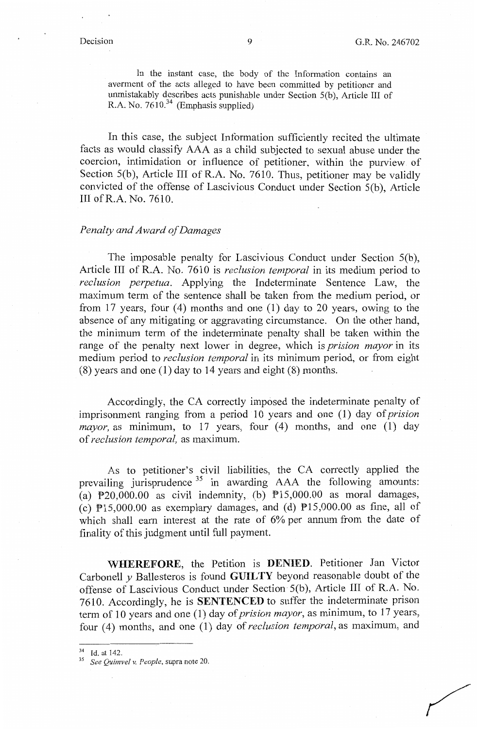> In the instant case, the body of the Information contains an averment of the acts alleged to have been committed by petitioner and unmistakably describes acts punishable under Section 5(b), Article III of R.A. No. 7610.[34] (Emphasis supplied)

In this case, the subject Information sufficiently recited the ultimate facts as would classify AAA as a child subjected to sexual abuse under the coercion, intimidation or influence of petitioner, within the purview of Section 5(b), Article III of R.A. No. 7610. Thus, petitioner may be validly convicted of the offense of Lascivious Conduct under Section 5(b), Article III of R.A. No. 7610.

*Penalty and Award of Damages*

The imposable penalty for Lascivious Conduct under Section 5(b), Article III of R.A. No. 7610 is *reclusion temporal* in its medium period to *reclusion perpetua*. Applying the Indeterminate Sentence Law, the maximum term of the sentence shall be taken from the medium period, or from 17 years, four (4) months and one (1) day to 20 years, owing to the absence of any mitigating or aggravating circumstance. On the other hand, the minimum term of the indeterminate penalty shall be taken within the range of the penalty next lower in degree, which is *prision mayor* in its medium period to *reclusion temporal* in its minimum period, or from eight (8) years and one (1) day to 14 years and eight (8) months.

Accordingly, the CA correctly imposed the indeterminate penalty of imprisonment ranging from a period 10 years and one (1) day of *prision mayor,* as minimum, to 17 years, four (4) months, and one (1) day of *reclusion temporal,* as maximum.

As to petitioner's civil liabilities, the CA correctly applied the prevailing jurisprudence[35] in awarding AAA the following amounts: (a) ₱20,000.00 as civil indemnity, (b) ₱15,000.00 as moral damages, (c) ₱15,000.00 as exemplary damages, and (d) ₱15,000.00 as fine, all of which shall earn interest at the rate of 6% per annum from the date of finality of this judgment until full payment.

**WHEREFORE**, the Petition is **DENIED**. Petitioner Jan Victor Carbonell *y* Ballesteros is found **GUILTY** beyond reasonable doubt of the offense of Lascivious Conduct under Section 5(b), Article III of R.A. No. 7610. Accordingly, he is **SENTENCED** to suffer the indeterminate prison term of 10 years and one (1) day of *prision mayor*, as minimum, to 17 years, four (4) months, and one (1) day of *reclusion temporal*, as maximum, and

---

[34] Id. at 142.

[35] *See Quimvel v. People*, supra note 20.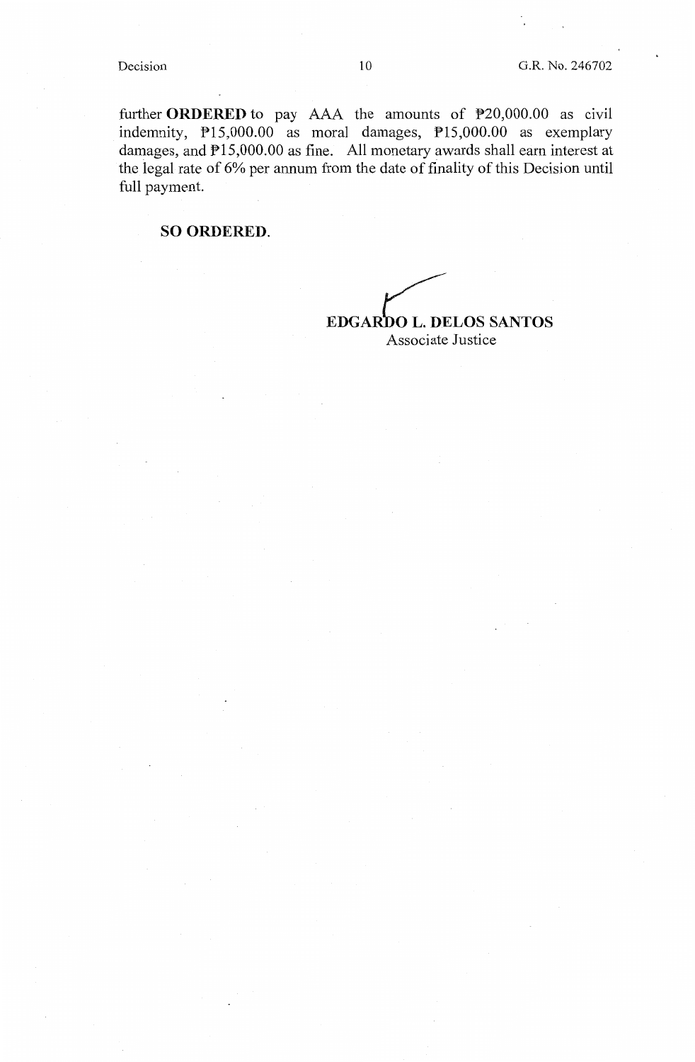further **ORDERED** to pay AAA the amounts of ₱20,000.00 as civil indemnity, ₱15,000.00 as moral damages, ₱15,000.00 as exemplary damages, and ₱15,000.00 as fine. All monetary awards shall earn interest at the legal rate of 6% per annum from the date of finality of this Decision until full payment.

**SO ORDERED.**

**EDGARDO L. DELOS SANTOS**
Associate Justice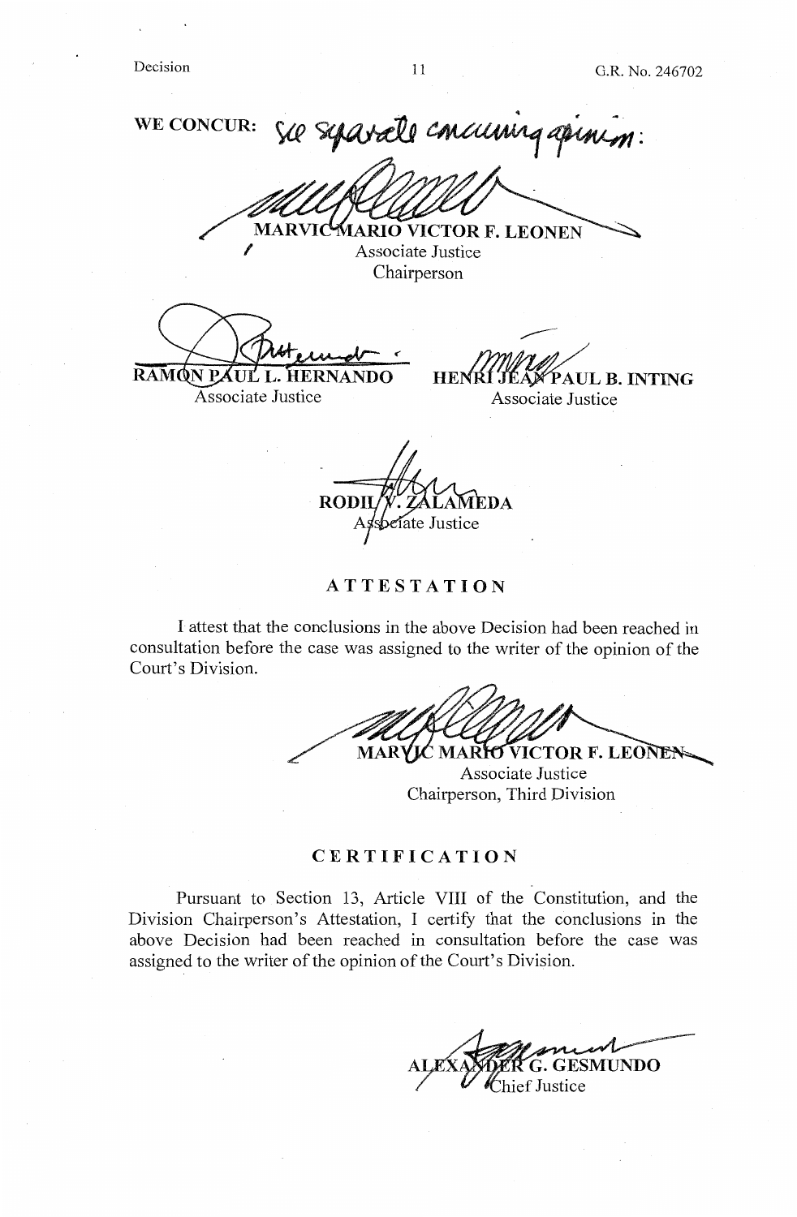**WE CONCUR:** *See separate concurring opinion:*

**MARVIC MARIO VICTOR F. LEONEN**
Associate Justice
Chairperson

**RAMON PAUL L. HERNANDO**
Associate Justice

**HENRI JEAN PAUL B. INTING**
Associate Justice

**RODIL V. ZALAMEDA**
Associate Justice

## ATTESTATION

I attest that the conclusions in the above Decision had been reached in consultation before the case was assigned to the writer of the opinion of the Court's Division.

**MARVIC MARIO VICTOR F. LEONEN**
Associate Justice
Chairperson, Third Division

## CERTIFICATION

Pursuant to Section 13, Article VIII of the Constitution, and the Division Chairperson's Attestation, I certify that the conclusions in the above Decision had been reached in consultation before the case was assigned to the writer of the opinion of the Court's Division.

**ALEXANDER G. GESMUNDO**
Chief Justice